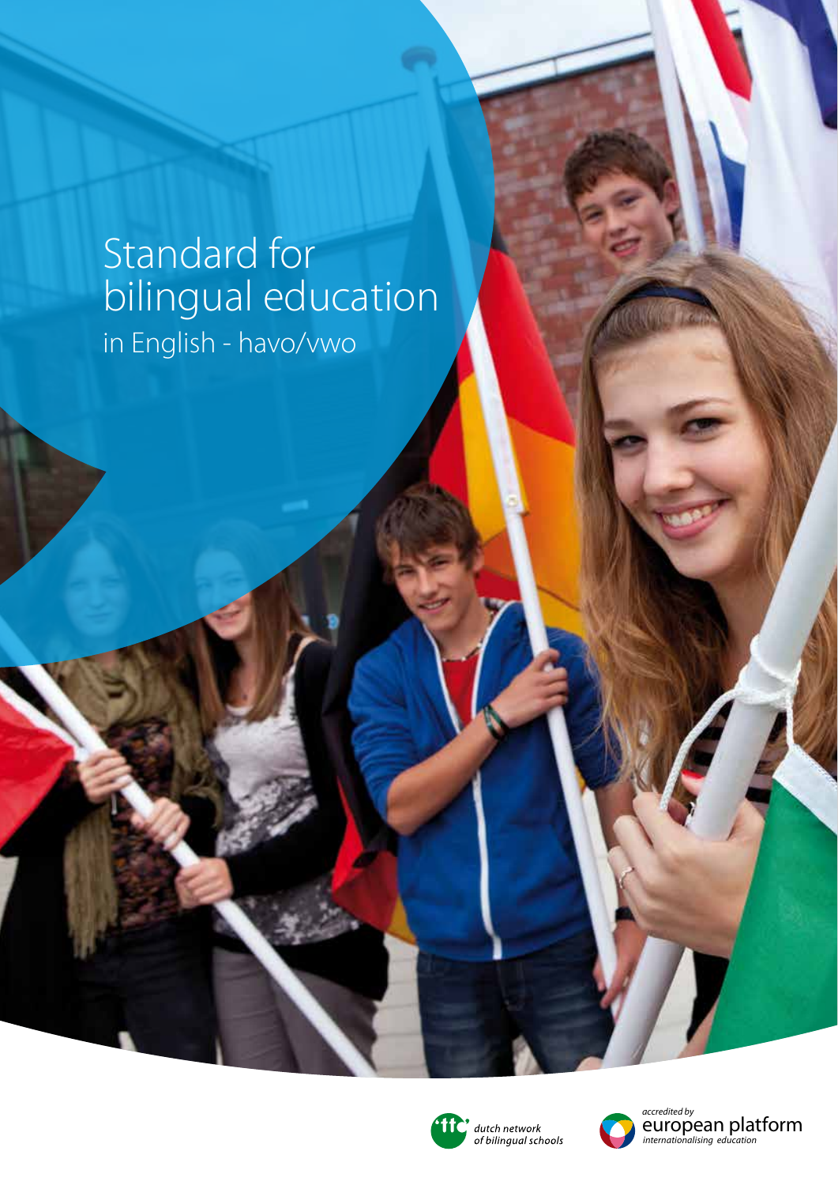# Standard for bilingual education

## in English - havo/vwo

*dutch network of bilingual schools*

*accredited by* european platform *internationalising education*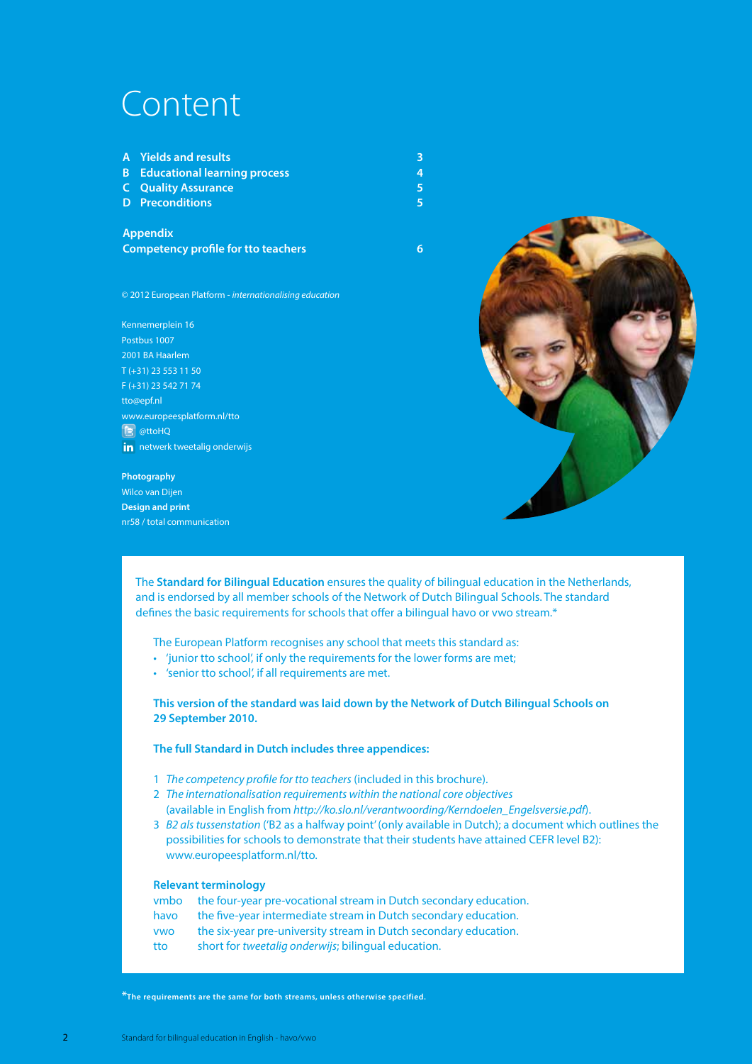# Content

| | | |
|---|---|---|
| **A** | **Yields and results** | **3** |
| **B** | **Educational learning process** | **4** |
| **C** | **Quality Assurance** | **5** |
| **D** | **Preconditions** | **5** |

**Appendix**
**Competency profile for tto teachers** **6**

© 2012 European Platform - *internationalising education*

Kennemerplein 16
Postbus 1007
2001 BA Haarlem
T (+31) 23 553 11 50
F (+31) 23 542 71 74
tto@epf.nl
www.europeesplatform.nl/tto
@ttoHQ
netwerk tweetalig onderwijs

**Photography**
Wilco van Dijen
**Design and print**
nr58 / total communication

The **Standard for Bilingual Education** ensures the quality of bilingual education in the Netherlands, and is endorsed by all member schools of the Network of Dutch Bilingual Schools. The standard defines the basic requirements for schools that offer a bilingual havo or vwo stream.*

The European Platform recognises any school that meets this standard as:

- 'junior tto school', if only the requirements for the lower forms are met;
- 'senior tto school', if all requirements are met.

**This version of the standard was laid down by the Network of Dutch Bilingual Schools on 29 September 2010.**

**The full Standard in Dutch includes three appendices:**

1. *The competency profile for tto teachers* (included in this brochure).
2. *The internationalisation requirements within the national core objectives* (available in English from *http://ko.slo.nl/verantwoording/Kerndoelen_Engelsversie.pdf*).
3. *B2 als tussenstation* ('B2 as a halfway point' (only available in Dutch); a document which outlines the possibilities for schools to demonstrate that their students have attained CEFR level B2): www.europeesplatform.nl/tto.

**Relevant terminology**

| | |
|---|---|
| vmbo | the four-year pre-vocational stream in Dutch secondary education. |
| havo | the five-year intermediate stream in Dutch secondary education. |
| vwo | the six-year pre-university stream in Dutch secondary education. |
| tto | short for *tweetalig onderwijs*; bilingual education. |

***The requirements are the same for both streams, unless otherwise specified.**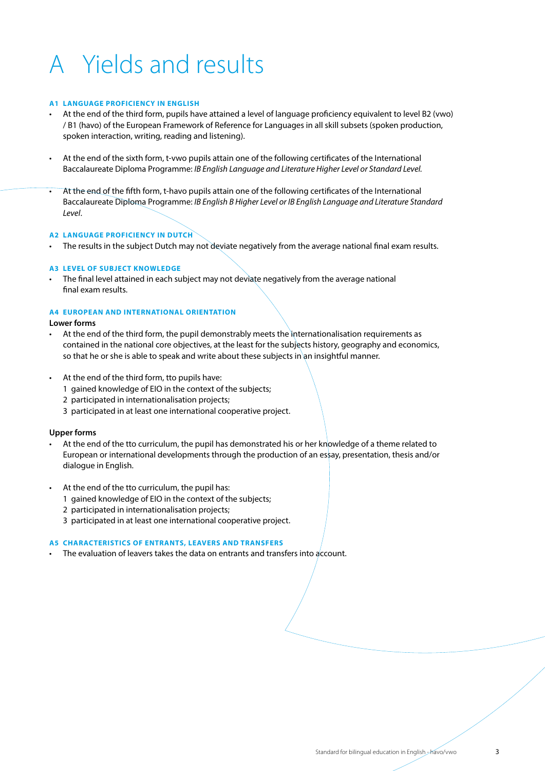# A Yields and results

### A1 LANGUAGE PROFICIENCY IN ENGLISH

- At the end of the third form, pupils have attained a level of language proficiency equivalent to level B2 (vwo) / B1 (havo) of the European Framework of Reference for Languages in all skill subsets (spoken production, spoken interaction, writing, reading and listening).

- At the end of the sixth form, t-vwo pupils attain one of the following certificates of the International Baccalaureate Diploma Programme: *IB English Language and Literature Higher Level or Standard Level.*

- At the end of the fifth form, t-havo pupils attain one of the following certificates of the International Baccalaureate Diploma Programme: *IB English B Higher Level or IB English Language and Literature Standard Level*.

### A2 LANGUAGE PROFICIENCY IN DUTCH

- The results in the subject Dutch may not deviate negatively from the average national final exam results.

### A3 LEVEL OF SUBJECT KNOWLEDGE

- The final level attained in each subject may not deviate negatively from the average national final exam results.

### A4 EUROPEAN AND INTERNATIONAL ORIENTATION

**Lower forms**

- At the end of the third form, the pupil demonstrably meets the internationalisation requirements as contained in the national core objectives, at the least for the subjects history, geography and economics, so that he or she is able to speak and write about these subjects in an insightful manner.

- At the end of the third form, tto pupils have:
  1. gained knowledge of EIO in the context of the subjects;
  2. participated in internationalisation projects;
  3. participated in at least one international cooperative project.

**Upper forms**

- At the end of the tto curriculum, the pupil has demonstrated his or her knowledge of a theme related to European or international developments through the production of an essay, presentation, thesis and/or dialogue in English.

- At the end of the tto curriculum, the pupil has:
  1. gained knowledge of EIO in the context of the subjects;
  2. participated in internationalisation projects;
  3. participated in at least one international cooperative project.

### A5 CHARACTERISTICS OF ENTRANTS, LEAVERS AND TRANSFERS

- The evaluation of leavers takes the data on entrants and transfers into account.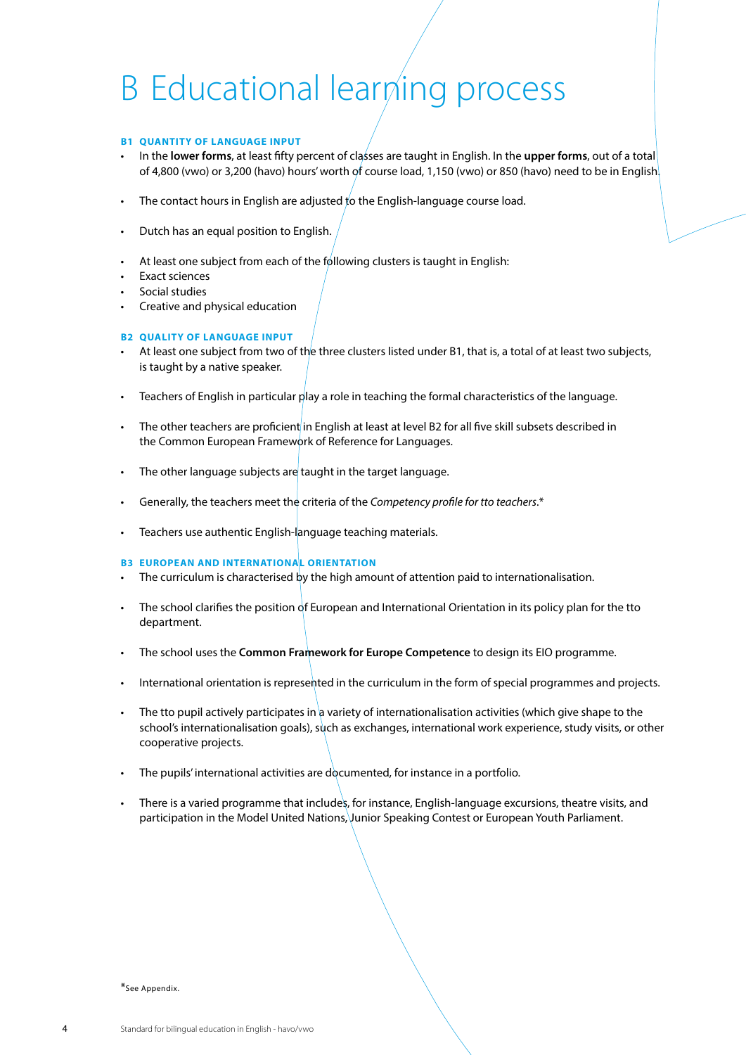# B Educational learning process

### B1 QUANTITY OF LANGUAGE INPUT

- In the **lower forms**, at least fifty percent of classes are taught in English. In the **upper forms**, out of a total of 4,800 (vwo) or 3,200 (havo) hours' worth of course load, 1,150 (vwo) or 850 (havo) need to be in English.
- The contact hours in English are adjusted to the English-language course load.
- Dutch has an equal position to English.
- At least one subject from each of the following clusters is taught in English:
- Exact sciences
- Social studies
- Creative and physical education

### B2 QUALITY OF LANGUAGE INPUT

- At least one subject from two of the three clusters listed under B1, that is, a total of at least two subjects, is taught by a native speaker.
- Teachers of English in particular play a role in teaching the formal characteristics of the language.
- The other teachers are proficient in English at least at level B2 for all five skill subsets described in the Common European Framework of Reference for Languages.
- The other language subjects are taught in the target language.
- Generally, the teachers meet the criteria of the *Competency profile for tto teachers*.*
- Teachers use authentic English-language teaching materials.

### B3 EUROPEAN AND INTERNATIONAL ORIENTATION

- The curriculum is characterised by the high amount of attention paid to internationalisation.
- The school clarifies the position of European and International Orientation in its policy plan for the tto department.
- The school uses the **Common Framework for Europe Competence** to design its EIO programme.
- International orientation is represented in the curriculum in the form of special programmes and projects.
- The tto pupil actively participates in a variety of internationalisation activities (which give shape to the school's internationalisation goals), such as exchanges, international work experience, study visits, or other cooperative projects.
- The pupils' international activities are documented, for instance in a portfolio.
- There is a varied programme that includes, for instance, English-language excursions, theatre visits, and participation in the Model United Nations, Junior Speaking Contest or European Youth Parliament.

*See Appendix.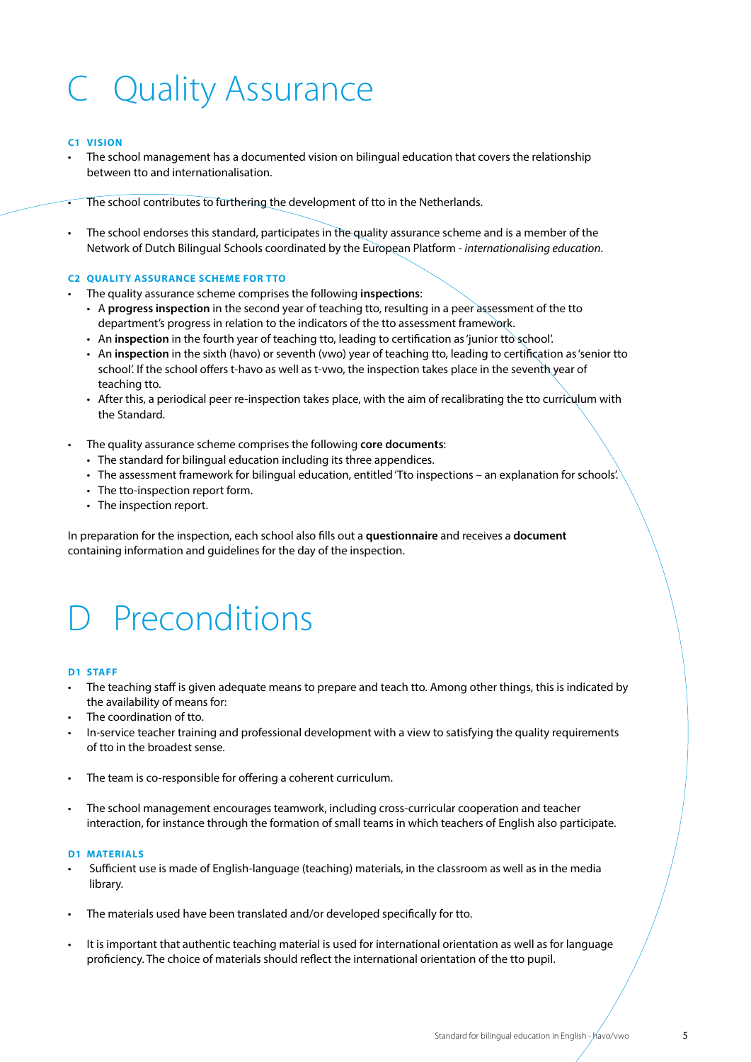# C Quality Assurance

#### C1 VISION

- The school management has a documented vision on bilingual education that covers the relationship between tto and internationalisation.

- The school contributes to furthering the development of tto in the Netherlands.

- The school endorses this standard, participates in the quality assurance scheme and is a member of the Network of Dutch Bilingual Schools coordinated by the European Platform - *internationalising education*.

#### C2 QUALITY ASSURANCE SCHEME FOR TTO

- The quality assurance scheme comprises the following **inspections**:
  - A **progress inspection** in the second year of teaching tto, resulting in a peer assessment of the tto department's progress in relation to the indicators of the tto assessment framework.
  - An **inspection** in the fourth year of teaching tto, leading to certification as 'junior tto school'.
  - An **inspection** in the sixth (havo) or seventh (vwo) year of teaching tto, leading to certification as 'senior tto school'. If the school offers t-havo as well as t-vwo, the inspection takes place in the seventh year of teaching tto.
  - After this, a periodical peer re-inspection takes place, with the aim of recalibrating the tto curriculum with the Standard.

- The quality assurance scheme comprises the following **core documents**:
  - The standard for bilingual education including its three appendices.
  - The assessment framework for bilingual education, entitled 'Tto inspections – an explanation for schools'.
  - The tto-inspection report form.
  - The inspection report.

In preparation for the inspection, each school also fills out a **questionnaire** and receives a **document** containing information and guidelines for the day of the inspection.

# D Preconditions

#### D1 STAFF

- The teaching staff is given adequate means to prepare and teach tto. Among other things, this is indicated by the availability of means for:
- The coordination of tto.
- In-service teacher training and professional development with a view to satisfying the quality requirements of tto in the broadest sense.

- The team is co-responsible for offering a coherent curriculum.

- The school management encourages teamwork, including cross-curricular cooperation and teacher interaction, for instance through the formation of small teams in which teachers of English also participate.

#### D1 MATERIALS

- Sufficient use is made of English-language (teaching) materials, in the classroom as well as in the media library.

- The materials used have been translated and/or developed specifically for tto.

- It is important that authentic teaching material is used for international orientation as well as for language proficiency. The choice of materials should reflect the international orientation of the tto pupil.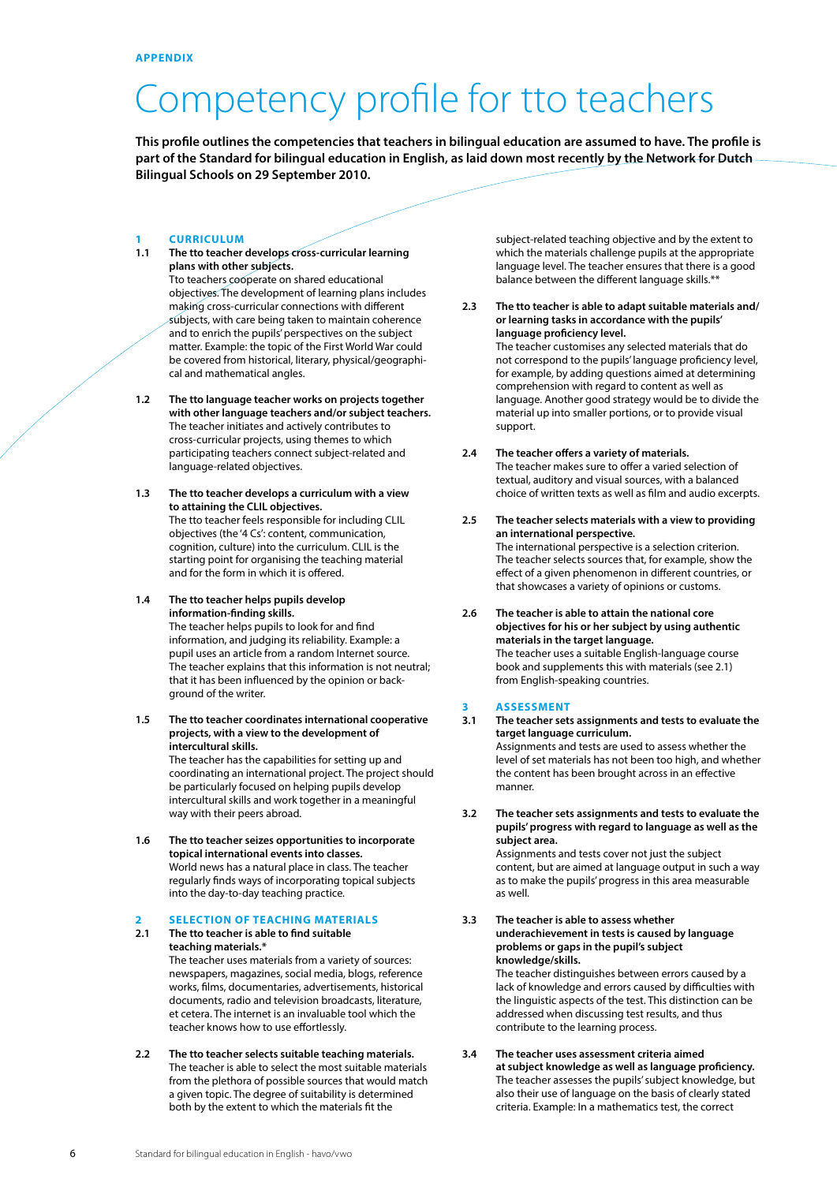APPENDIX

# Competency profile for tto teachers

**This profile outlines the competencies that teachers in bilingual education are assumed to have. The profile is part of the Standard for bilingual education in English, as laid down most recently by the Network for Dutch Bilingual Schools on 29 September 2010.**

## 1 CURRICULUM

**1.1 The tto teacher develops cross-curricular learning plans with other subjects.**
Tto teachers cooperate on shared educational objectives. The development of learning plans includes making cross-curricular connections with different subjects, with care being taken to maintain coherence and to enrich the pupils' perspectives on the subject matter. Example: the topic of the First World War could be covered from historical, literary, physical/geographical and mathematical angles.

**1.2 The tto language teacher works on projects together with other language teachers and/or subject teachers.**
The teacher initiates and actively contributes to cross-curricular projects, using themes to which participating teachers connect subject-related and language-related objectives.

**1.3 The tto teacher develops a curriculum with a view to attaining the CLIL objectives.**
The tto teacher feels responsible for including CLIL objectives (the '4 Cs': content, communication, cognition, culture) into the curriculum. CLIL is the starting point for organising the teaching material and for the form in which it is offered.

**1.4 The tto teacher helps pupils develop information-finding skills.**
The teacher helps pupils to look for and find information, and judging its reliability. Example: a pupil uses an article from a random Internet source. The teacher explains that this information is not neutral; that it has been influenced by the opinion or background of the writer.

**1.5 The tto teacher coordinates international cooperative projects, with a view to the development of intercultural skills.**
The teacher has the capabilities for setting up and coordinating an international project. The project should be particularly focused on helping pupils develop intercultural skills and work together in a meaningful way with their peers abroad.

**1.6 The tto teacher seizes opportunities to incorporate topical international events into classes.**
World news has a natural place in class. The teacher regularly finds ways of incorporating topical subjects into the day-to-day teaching practice.

## 2 SELECTION OF TEACHING MATERIALS

**2.1 The tto teacher is able to find suitable teaching materials.***
The teacher uses materials from a variety of sources: newspapers, magazines, social media, blogs, reference works, films, documentaries, advertisements, historical documents, radio and television broadcasts, literature, et cetera. The internet is an invaluable tool which the teacher knows how to use effortlessly.

**2.2 The tto teacher selects suitable teaching materials.**
The teacher is able to select the most suitable materials from the plethora of possible sources that would match a given topic. The degree of suitability is determined both by the extent to which the materials fit the subject-related teaching objective and by the extent to which the materials challenge pupils at the appropriate language level. The teacher ensures that there is a good balance between the different language skills.**

**2.3 The tto teacher is able to adapt suitable materials and/or learning tasks in accordance with the pupils' language proficiency level.**
The teacher customises any selected materials that do not correspond to the pupils' language proficiency level, for example, by adding questions aimed at determining comprehension with regard to content as well as language. Another good strategy would be to divide the material up into smaller portions, or to provide visual support.

**2.4 The teacher offers a variety of materials.**
The teacher makes sure to offer a varied selection of textual, auditory and visual sources, with a balanced choice of written texts as well as film and audio excerpts.

**2.5 The teacher selects materials with a view to providing an international perspective.**
The international perspective is a selection criterion. The teacher selects sources that, for example, show the effect of a given phenomenon in different countries, or that showcases a variety of opinions or customs.

**2.6 The teacher is able to attain the national core objectives for his or her subject by using authentic materials in the target language.**
The teacher uses a suitable English-language course book and supplements this with materials (see 2.1) from English-speaking countries.

## 3 ASSESSMENT

**3.1 The teacher sets assignments and tests to evaluate the target language curriculum.**
Assignments and tests are used to assess whether the level of set materials has not been too high, and whether the content has been brought across in an effective manner.

**3.2 The teacher sets assignments and tests to evaluate the pupils' progress with regard to language as well as the subject area.**
Assignments and tests cover not just the subject content, but are aimed at language output in such a way as to make the pupils' progress in this area measurable as well.

**3.3 The teacher is able to assess whether underachievement in tests is caused by language problems or gaps in the pupil's subject knowledge/skills.**
The teacher distinguishes between errors caused by a lack of knowledge and errors caused by difficulties with the linguistic aspects of the test. This distinction can be addressed when discussing test results, and thus contribute to the learning process.

**3.4 The teacher uses assessment criteria aimed at subject knowledge as well as language proficiency.**
The teacher assesses the pupils' subject knowledge, but also their use of language on the basis of clearly stated criteria. Example: In a mathematics test, the correct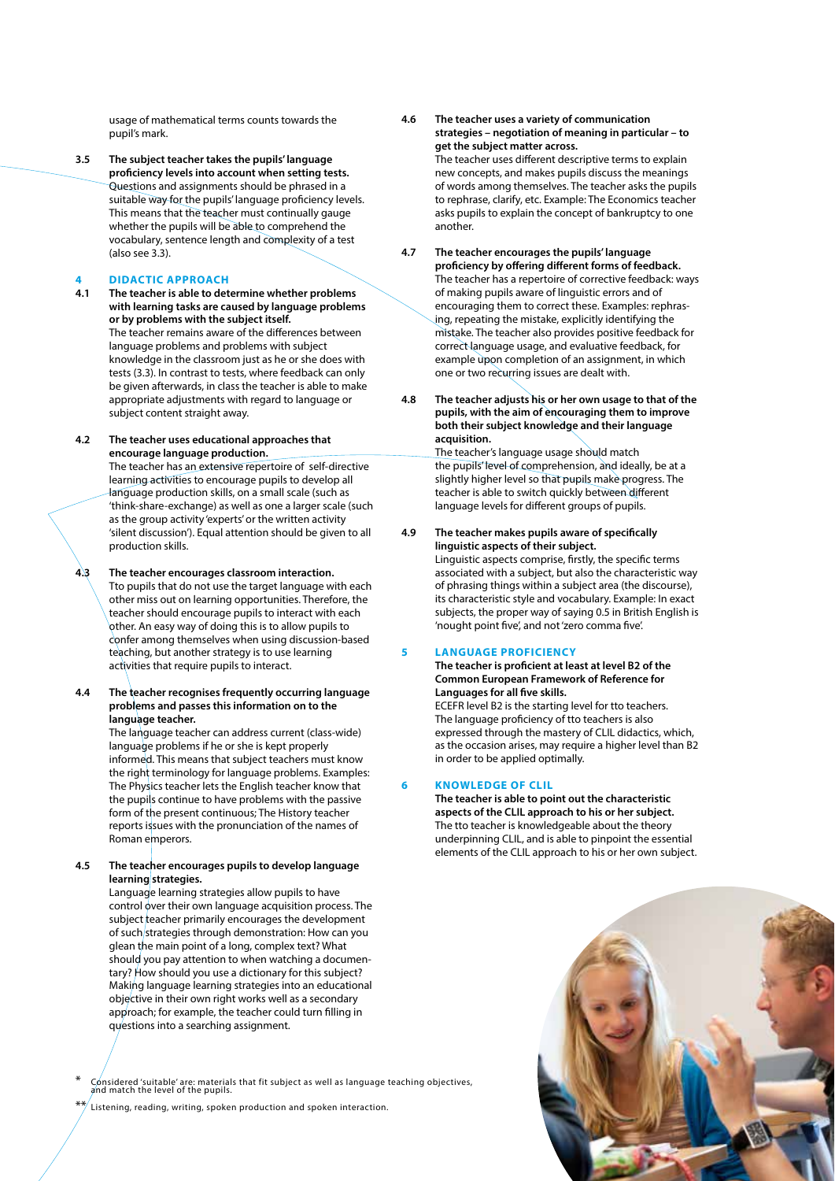usage of mathematical terms counts towards the pupil's mark.

**3.5 The subject teacher takes the pupils' language proficiency levels into account when setting tests.**
Questions and assignments should be phrased in a suitable way for the pupils' language proficiency levels. This means that the teacher must continually gauge whether the pupils will be able to comprehend the vocabulary, sentence length and complexity of a test (also see 3.3).

## 4 DIDACTIC APPROACH

**4.1 The teacher is able to determine whether problems with learning tasks are caused by language problems or by problems with the subject itself.**
The teacher remains aware of the differences between language problems and problems with subject knowledge in the classroom just as he or she does with tests (3.3). In contrast to tests, where feedback can only be given afterwards, in class the teacher is able to make appropriate adjustments with regard to language or subject content straight away.

**4.2 The teacher uses educational approaches that encourage language production.**
The teacher has an extensive repertoire of self-directive learning activities to encourage pupils to develop all language production skills, on a small scale (such as 'think-share-exchange) as well as one a larger scale (such as the group activity 'experts' or the written activity 'silent discussion'). Equal attention should be given to all production skills.

**4.3 The teacher encourages classroom interaction.**
Tto pupils that do not use the target language with each other miss out on learning opportunities. Therefore, the teacher should encourage pupils to interact with each other. An easy way of doing this is to allow pupils to confer among themselves when using discussion-based teaching, but another strategy is to use learning activities that require pupils to interact.

**4.4 The teacher recognises frequently occurring language problems and passes this information on to the language teacher.**
The language teacher can address current (class-wide) language problems if he or she is kept properly informed. This means that subject teachers must know the right terminology for language problems. Examples: The Physics teacher lets the English teacher know that the pupils continue to have problems with the passive form of the present continuous; The History teacher reports issues with the pronunciation of the names of Roman emperors.

**4.5 The teacher encourages pupils to develop language learning strategies.**
Language learning strategies allow pupils to have control over their own language acquisition process. The subject teacher primarily encourages the development of such strategies through demonstration: How can you glean the main point of a long, complex text? What should you pay attention to when watching a documentary? How should you use a dictionary for this subject? Making language learning strategies into an educational objective in their own right works well as a secondary approach; for example, the teacher could turn filling in questions into a searching assignment.

**4.6 The teacher uses a variety of communication strategies – negotiation of meaning in particular – to get the subject matter across.**
The teacher uses different descriptive terms to explain new concepts, and makes pupils discuss the meanings of words among themselves. The teacher asks the pupils to rephrase, clarify, etc. Example: The Economics teacher asks pupils to explain the concept of bankruptcy to one another.

**4.7 The teacher encourages the pupils' language proficiency by offering different forms of feedback.**
The teacher has a repertoire of corrective feedback: ways of making pupils aware of linguistic errors and of encouraging them to correct these. Examples: rephrasing, repeating the mistake, explicitly identifying the mistake. The teacher also provides positive feedback for correct language usage, and evaluative feedback, for example upon completion of an assignment, in which one or two recurring issues are dealt with.

**4.8 The teacher adjusts his or her own usage to that of the pupils, with the aim of encouraging them to improve both their subject knowledge and their language acquisition.**
The teacher's language usage should match the pupils' level of comprehension, and ideally, be at a slightly higher level so that pupils make progress. The teacher is able to switch quickly between different language levels for different groups of pupils.

**4.9 The teacher makes pupils aware of specifically linguistic aspects of their subject.**
Linguistic aspects comprise, firstly, the specific terms associated with a subject, but also the characteristic way of phrasing things within a subject area (the discourse), its characteristic style and vocabulary. Example: In exact subjects, the proper way of saying 0.5 in British English is 'nought point five', and not 'zero comma five'.

## 5 LANGUAGE PROFICIENCY

**The teacher is proficient at least at level B2 of the Common European Framework of Reference for Languages for all five skills.**
ECEFR level B2 is the starting level for tto teachers. The language proficiency of tto teachers is also expressed through the mastery of CLIL didactics, which, as the occasion arises, may require a higher level than B2 in order to be applied optimally.

## 6 KNOWLEDGE OF CLIL

**The teacher is able to point out the characteristic aspects of the CLIL approach to his or her subject.**
The tto teacher is knowledgeable about the theory underpinning CLIL, and is able to pinpoint the essential elements of the CLIL approach to his or her own subject.

\* Considered 'suitable' are: materials that fit subject as well as language teaching objectives, and match the level of the pupils.

\*\* Listening, reading, writing, spoken production and spoken interaction.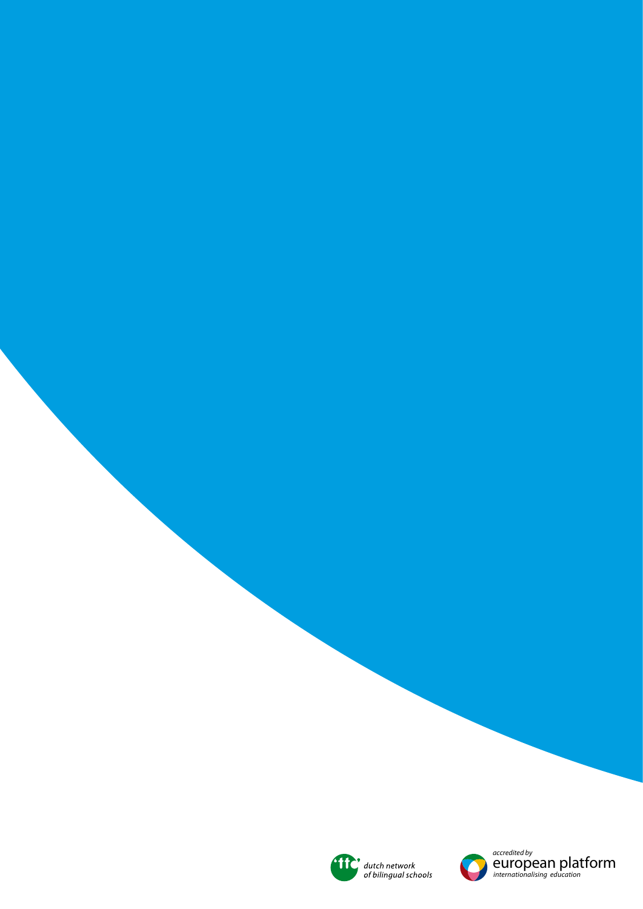dutch network
of bilingual schools

accredited by
european platform
internationalising education